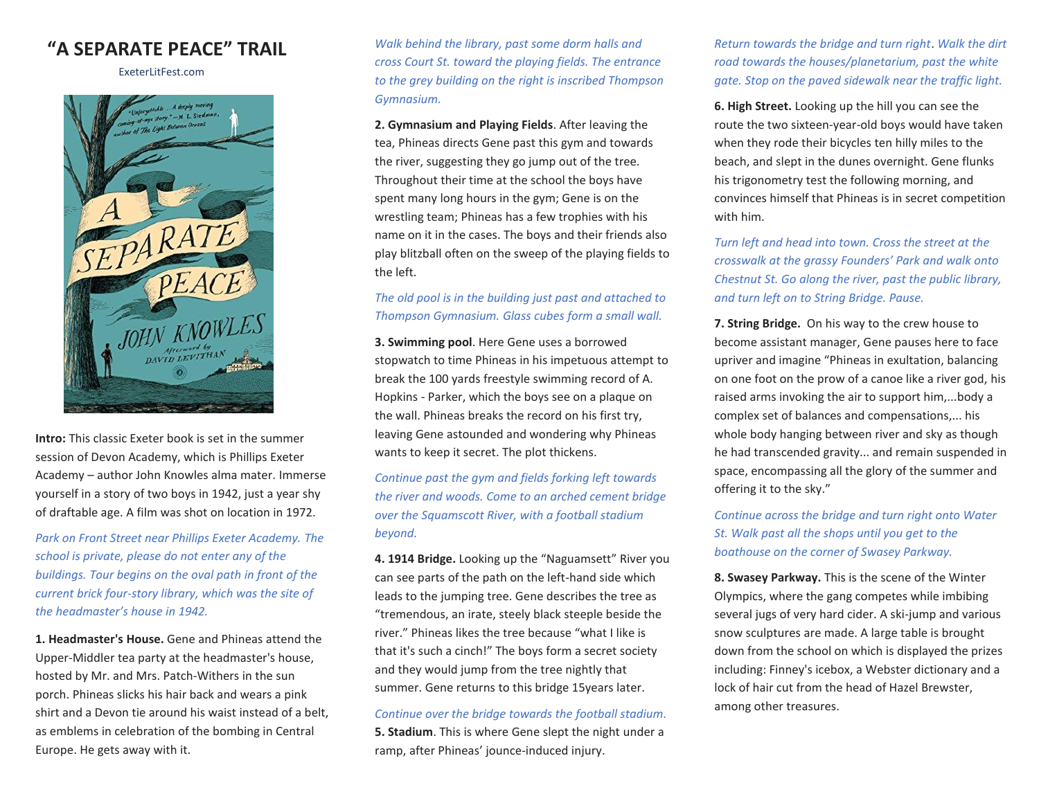# "A SEPARATE PEACE" TRAIL

ExeterLitFest.com

**Intro:** This classic Exeter book is set in the summer session of Devon Academy, which is Phillips Exeter Academy – author John Knowles alma mater. Immerse yourself in a story of two boys in 1942, just a year shy of draftable age. A film was shot on location in 1972.

*Park on Front Street near Phillips Exeter Academy. The school is private, please do not enter any of the buildings. Tour begins on the oval path in front of the current brick four-story library, which was the site of the headmaster's house in 1942.*

**1. Headmaster's House.** Gene and Phineas attend the Upper-Middler tea party at the headmaster's house, hosted by Mr. and Mrs. Patch-Withers in the sun porch. Phineas slicks his hair back and wears a pink shirt and a Devon tie around his waist instead of a belt, as emblems in celebration of the bombing in Central Europe. He gets away with it.

*Walk behind the library, past some dorm halls and cross Court St. toward the playing fields. The entrance to the grey building on the right is inscribed Thompson Gymnasium.*

**2. Gymnasium and Playing Fields**. After leaving the tea, Phineas directs Gene past this gym and towards the river, suggesting they go jump out of the tree. Throughout their time at the school the boys have spent many long hours in the gym; Gene is on the wrestling team; Phineas has a few trophies with his name on it in the cases. The boys and their friends also play blitzball often on the sweep of the playing fields to the left.

*The old pool is in the building just past and attached to Thompson Gymnasium. Glass cubes form a small wall.*

**3. Swimming pool**. Here Gene uses a borrowed stopwatch to time Phineas in his impetuous attempt to break the 100 yards freestyle swimming record of A. Hopkins - Parker, which the boys see on a plaque on the wall. Phineas breaks the record on his first try, leaving Gene astounded and wondering why Phineas wants to keep it secret. The plot thickens.

*Continue past the gym and fields forking left towards the river and woods. Come to an arched cement bridge over the Squamscott River, with a football stadium beyond.*

**4. 1914 Bridge.** Looking up the "Naguamsett" River you can see parts of the path on the left-hand side which leads to the jumping tree. Gene describes the tree as "tremendous, an irate, steely black steeple beside the river." Phineas likes the tree because "what I like is that it's such a cinch!" The boys form a secret society and they would jump from the tree nightly that summer. Gene returns to this bridge 15years later.

*Continue over the bridge towards the football stadium.*

**5. Stadium**. This is where Gene slept the night under a ramp, after Phineas' jounce-induced injury.

*Return towards the bridge and turn right. Walk the dirt road towards the houses/planetarium, past the white gate. Stop on the paved sidewalk near the traffic light.*

**6. High Street.** Looking up the hill you can see the route the two sixteen-year-old boys would have taken when they rode their bicycles ten hilly miles to the beach, and slept in the dunes overnight. Gene flunks his trigonometry test the following morning, and convinces himself that Phineas is in secret competition with him.

*Turn left and head into town. Cross the street at the crosswalk at the grassy Founders' Park and walk onto Chestnut St. Go along the river, past the public library, and turn left on to String Bridge. Pause.*

**7. String Bridge.** On his way to the crew house to become assistant manager, Gene pauses here to face upriver and imagine "Phineas in exultation, balancing on one foot on the prow of a canoe like a river god, his raised arms invoking the air to support him,...body a complex set of balances and compensations,... his whole body hanging between river and sky as though he had transcended gravity... and remain suspended in space, encompassing all the glory of the summer and offering it to the sky."

*Continue across the bridge and turn right onto Water St. Walk past all the shops until you get to the boathouse on the corner of Swasey Parkway.*

**8. Swasey Parkway.** This is the scene of the Winter Olympics, where the gang competes while imbibing several jugs of very hard cider. A ski-jump and various snow sculptures are made. A large table is brought down from the school on which is displayed the prizes including: Finney's icebox, a Webster dictionary and a lock of hair cut from the head of Hazel Brewster, among other treasures.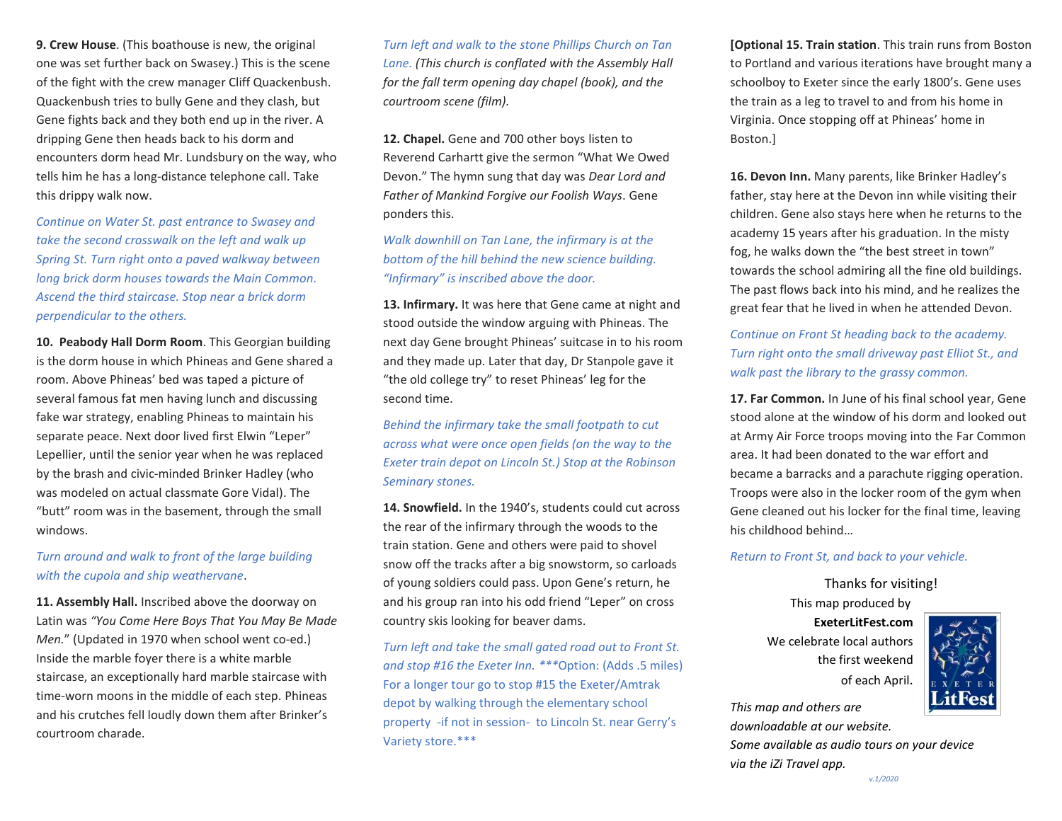**9. Crew House**. (This boathouse is new, the original one was set further back on Swasey.) This is the scene of the fight with the crew manager Cliff Quackenbush. Quackenbush tries to bully Gene and they clash, but Gene fights back and they both end up in the river. A dripping Gene then heads back to his dorm and encounters dorm head Mr. Lundsbury on the way, who tells him he has a long-distance telephone call. Take this drippy walk now.

*Continue on Water St. past entrance to Swasey and take the second crosswalk on the left and walk up Spring St. Turn right onto a paved walkway between long brick dorm houses towards the Main Common. Ascend the third staircase. Stop near a brick dorm perpendicular to the others.*

**10. Peabody Hall Dorm Room**. This Georgian building is the dorm house in which Phineas and Gene shared a room. Above Phineas' bed was taped a picture of several famous fat men having lunch and discussing fake war strategy, enabling Phineas to maintain his separate peace. Next door lived first Elwin "Leper" Lepellier, until the senior year when he was replaced by the brash and civic-minded Brinker Hadley (who was modeled on actual classmate Gore Vidal). The "butt" room was in the basement, through the small windows.

*Turn around and walk to front of the large building with the cupola and ship weathervane*.

**11. Assembly Hall.** Inscribed above the doorway on Latin was *"You Come Here Boys That You May Be Made Men.*" (Updated in 1970 when school went co-ed.) Inside the marble foyer there is a white marble staircase, an exceptionally hard marble staircase with time-worn moons in the middle of each step. Phineas and his crutches fell loudly down them after Brinker's courtroom charade.

*Turn left and walk to the stone Phillips Church on Tan Lane. (This church is conflated with the Assembly Hall for the fall term opening day chapel (book), and the courtroom scene (film).*

**12. Chapel.** Gene and 700 other boys listen to Reverend Carhartt give the sermon "What We Owed Devon." The hymn sung that day was *Dear Lord and Father of Mankind Forgive our Foolish Ways*. Gene ponders this.

*Walk downhill on Tan Lane, the infirmary is at the bottom of the hill behind the new science building. "Infirmary" is inscribed above the door.*

**13. Infirmary.** It was here that Gene came at night and stood outside the window arguing with Phineas. The next day Gene brought Phineas' suitcase in to his room and they made up. Later that day, Dr Stanpole gave it "the old college try" to reset Phineas' leg for the second time.

*Behind the infirmary take the small footpath to cut across what were once open fields (on the way to the Exeter train depot on Lincoln St.) Stop at the Robinson Seminary stones.*

**14. Snowfield.** In the 1940's, students could cut across the rear of the infirmary through the woods to the train station. Gene and others were paid to shovel snow off the tracks after a big snowstorm, so carloads of young soldiers could pass. Upon Gene's return, he and his group ran into his odd friend "Leper" on cross country skis looking for beaver dams.

*Turn left and take the small gated road out to Front St. and stop #16 the Exeter Inn. \*\*\**Option: (Adds .5 miles) For a longer tour go to stop #15 the Exeter/Amtrak depot by walking through the elementary school property -if not in session- to Lincoln St. near Gerry's Variety store.\*\*\*

**[Optional 15. Train station**. This train runs from Boston to Portland and various iterations have brought many a schoolboy to Exeter since the early 1800's. Gene uses the train as a leg to travel to and from his home in Virginia. Once stopping off at Phineas' home in Boston.]

**16. Devon Inn.** Many parents, like Brinker Hadley's father, stay here at the Devon inn while visiting their children. Gene also stays here when he returns to the academy 15 years after his graduation. In the misty fog, he walks down the "the best street in town" towards the school admiring all the fine old buildings. The past flows back into his mind, and he realizes the great fear that he lived in when he attended Devon.

*Continue on Front St heading back to the academy. Turn right onto the small driveway past Elliot St., and walk past the library to the grassy common.*

**17. Far Common.** In June of his final school year, Gene stood alone at the window of his dorm and looked out at Army Air Force troops moving into the Far Common area. It had been donated to the war effort and became a barracks and a parachute rigging operation. Troops were also in the locker room of the gym when Gene cleaned out his locker for the final time, leaving his childhood behind…

*Return to Front St, and back to your vehicle.*

Thanks for visiting!

This map produced by **ExeterLitFest.com** We celebrate local authors the first weekend of each April.

EXETER LitFest

*This map and others are downloadable at our website. Some available as audio tours on your device via the iZi Travel app.*

*v.1/2020*